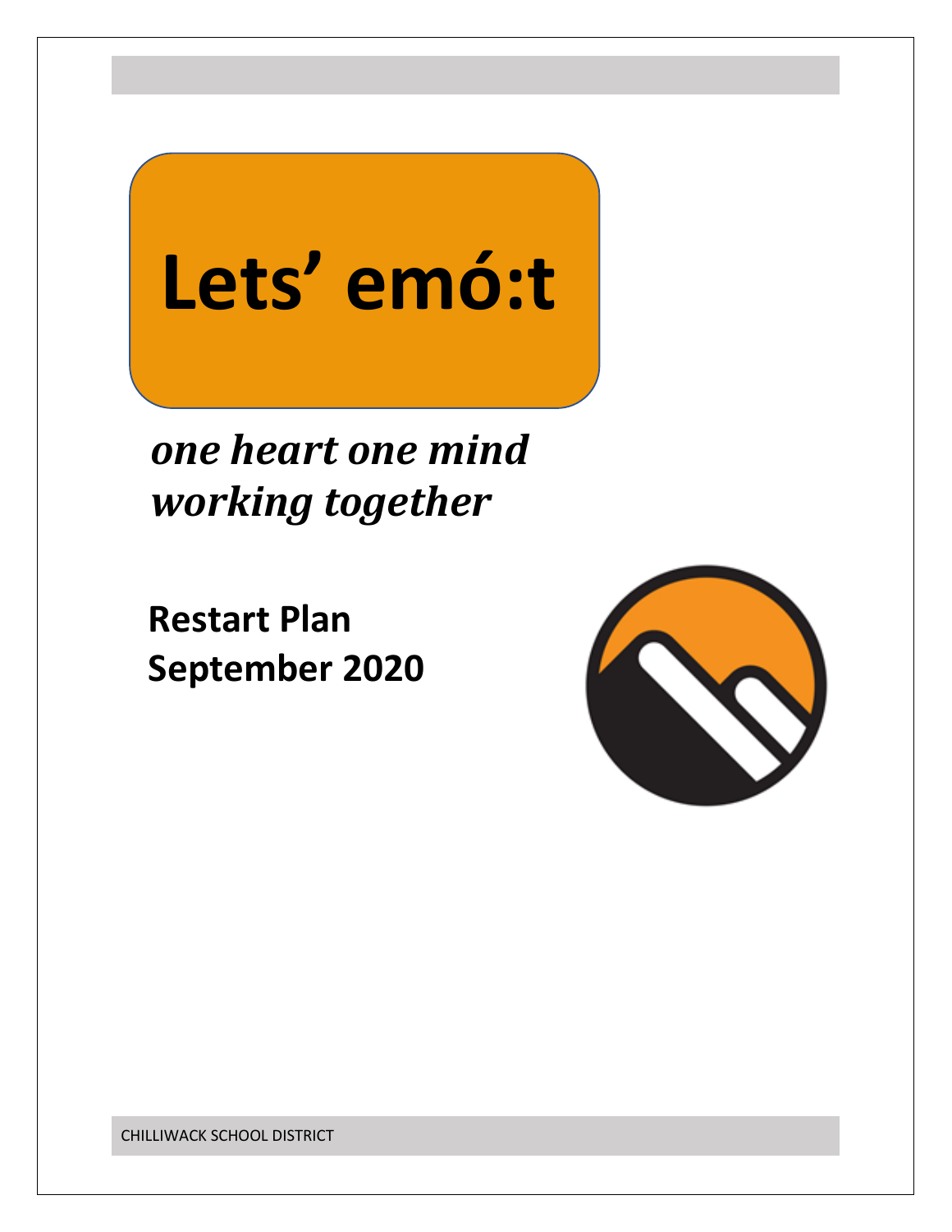# Lets' emó:t

***one heart one mind working together***

**Restart Plan**
**September 2020**

CHILLIWACK SCHOOL DISTRICT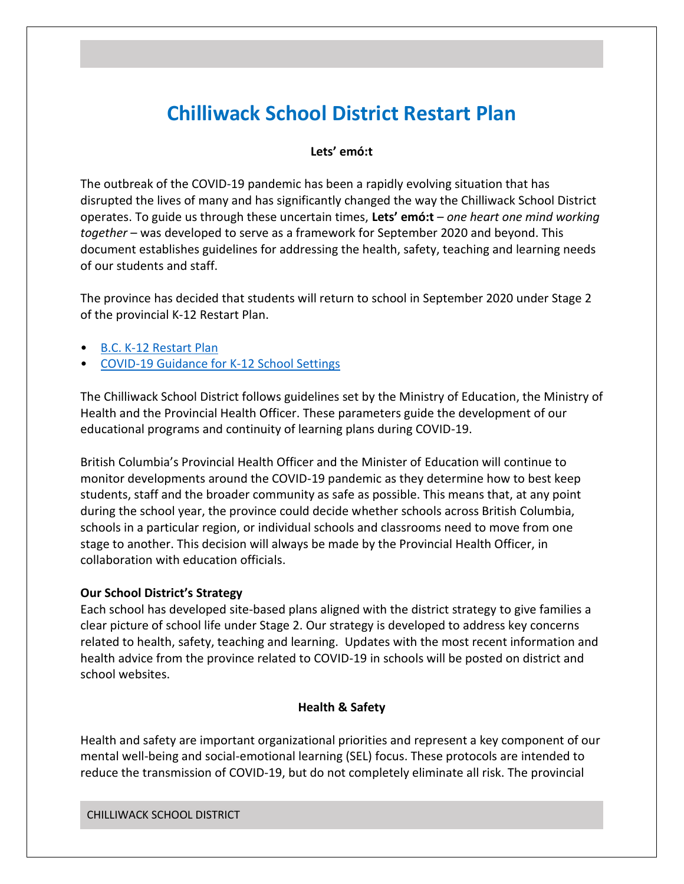# Chilliwack School District Restart Plan

**Lets' emó:t**

The outbreak of the COVID-19 pandemic has been a rapidly evolving situation that has disrupted the lives of many and has significantly changed the way the Chilliwack School District operates. To guide us through these uncertain times, **Lets' emó:t** – *one heart one mind working together* – was developed to serve as a framework for September 2020 and beyond. This document establishes guidelines for addressing the health, safety, teaching and learning needs of our students and staff.

The province has decided that students will return to school in September 2020 under Stage 2 of the provincial K-12 Restart Plan.

- B.C. K-12 Restart Plan
- COVID-19 Guidance for K-12 School Settings

The Chilliwack School District follows guidelines set by the Ministry of Education, the Ministry of Health and the Provincial Health Officer. These parameters guide the development of our educational programs and continuity of learning plans during COVID-19.

British Columbia's Provincial Health Officer and the Minister of Education will continue to monitor developments around the COVID-19 pandemic as they determine how to best keep students, staff and the broader community as safe as possible. This means that, at any point during the school year, the province could decide whether schools across British Columbia, schools in a particular region, or individual schools and classrooms need to move from one stage to another. This decision will always be made by the Provincial Health Officer, in collaboration with education officials.

**Our School District's Strategy**

Each school has developed site-based plans aligned with the district strategy to give families a clear picture of school life under Stage 2. Our strategy is developed to address key concerns related to health, safety, teaching and learning. Updates with the most recent information and health advice from the province related to COVID-19 in schools will be posted on district and school websites.

**Health & Safety**

Health and safety are important organizational priorities and represent a key component of our mental well-being and social-emotional learning (SEL) focus. These protocols are intended to reduce the transmission of COVID-19, but do not completely eliminate all risk. The provincial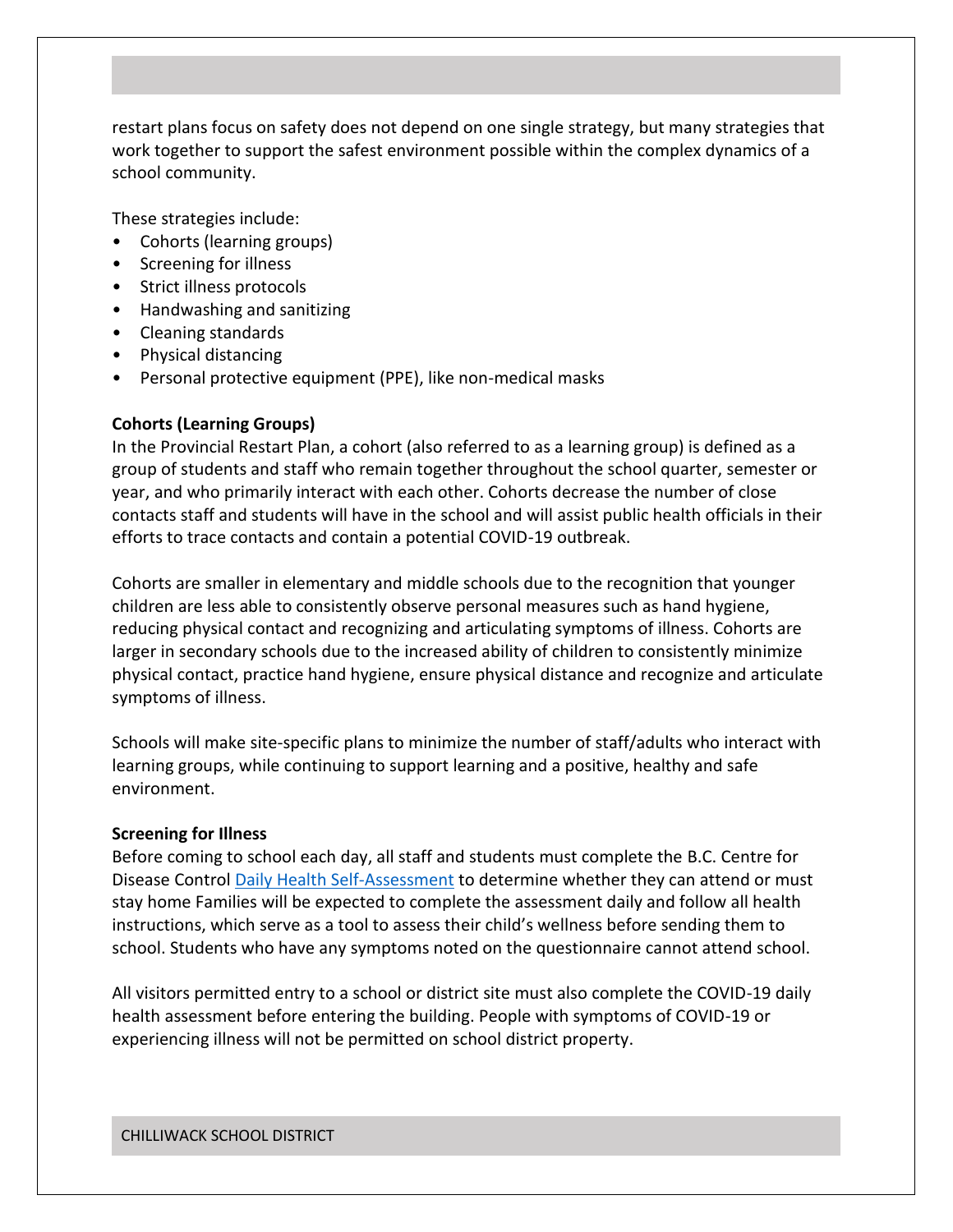restart plans focus on safety does not depend on one single strategy, but many strategies that work together to support the safest environment possible within the complex dynamics of a school community.

These strategies include:

- Cohorts (learning groups)
- Screening for illness
- Strict illness protocols
- Handwashing and sanitizing
- Cleaning standards
- Physical distancing
- Personal protective equipment (PPE), like non-medical masks

**Cohorts (Learning Groups)**

In the Provincial Restart Plan, a cohort (also referred to as a learning group) is defined as a group of students and staff who remain together throughout the school quarter, semester or year, and who primarily interact with each other. Cohorts decrease the number of close contacts staff and students will have in the school and will assist public health officials in their efforts to trace contacts and contain a potential COVID-19 outbreak.

Cohorts are smaller in elementary and middle schools due to the recognition that younger children are less able to consistently observe personal measures such as hand hygiene, reducing physical contact and recognizing and articulating symptoms of illness. Cohorts are larger in secondary schools due to the increased ability of children to consistently minimize physical contact, practice hand hygiene, ensure physical distance and recognize and articulate symptoms of illness.

Schools will make site-specific plans to minimize the number of staff/adults who interact with learning groups, while continuing to support learning and a positive, healthy and safe environment.

**Screening for Illness**

Before coming to school each day, all staff and students must complete the B.C. Centre for Disease Control Daily Health Self-Assessment to determine whether they can attend or must stay home Families will be expected to complete the assessment daily and follow all health instructions, which serve as a tool to assess their child's wellness before sending them to school. Students who have any symptoms noted on the questionnaire cannot attend school.

All visitors permitted entry to a school or district site must also complete the COVID-19 daily health assessment before entering the building. People with symptoms of COVID-19 or experiencing illness will not be permitted on school district property.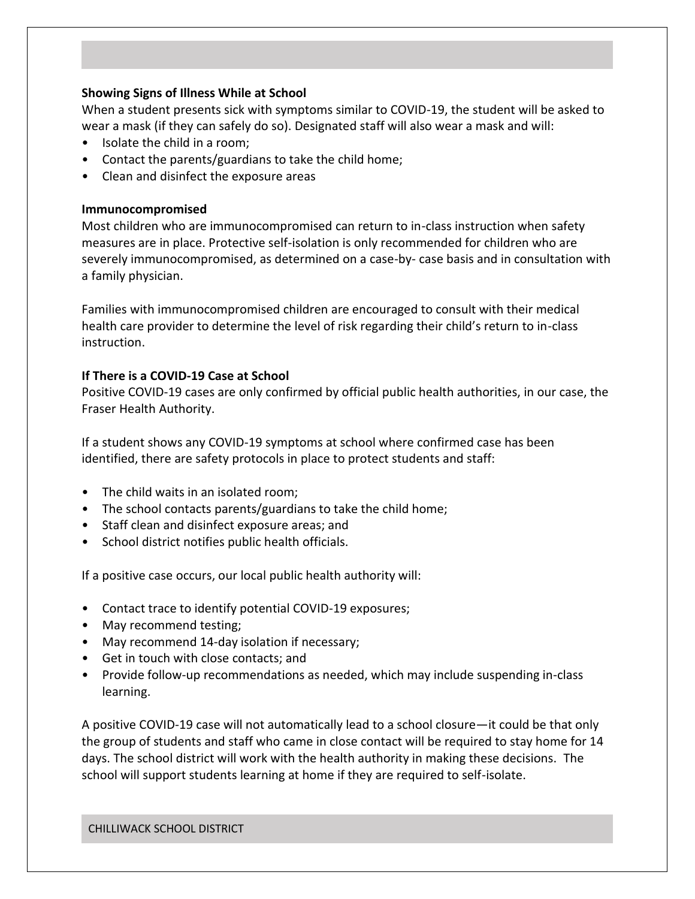### Showing Signs of Illness While at School

When a student presents sick with symptoms similar to COVID-19, the student will be asked to wear a mask (if they can safely do so). Designated staff will also wear a mask and will:

- Isolate the child in a room;
- Contact the parents/guardians to take the child home;
- Clean and disinfect the exposure areas

### Immunocompromised

Most children who are immunocompromised can return to in-class instruction when safety measures are in place. Protective self-isolation is only recommended for children who are severely immunocompromised, as determined on a case-by- case basis and in consultation with a family physician.

Families with immunocompromised children are encouraged to consult with their medical health care provider to determine the level of risk regarding their child's return to in-class instruction.

### If There is a COVID-19 Case at School

Positive COVID-19 cases are only confirmed by official public health authorities, in our case, the Fraser Health Authority.

If a student shows any COVID-19 symptoms at school where confirmed case has been identified, there are safety protocols in place to protect students and staff:

- The child waits in an isolated room;
- The school contacts parents/guardians to take the child home;
- Staff clean and disinfect exposure areas; and
- School district notifies public health officials.

If a positive case occurs, our local public health authority will:

- Contact trace to identify potential COVID-19 exposures;
- May recommend testing;
- May recommend 14-day isolation if necessary;
- Get in touch with close contacts; and
- Provide follow-up recommendations as needed, which may include suspending in-class learning.

A positive COVID-19 case will not automatically lead to a school closure—it could be that only the group of students and staff who came in close contact will be required to stay home for 14 days. The school district will work with the health authority in making these decisions. The school will support students learning at home if they are required to self-isolate.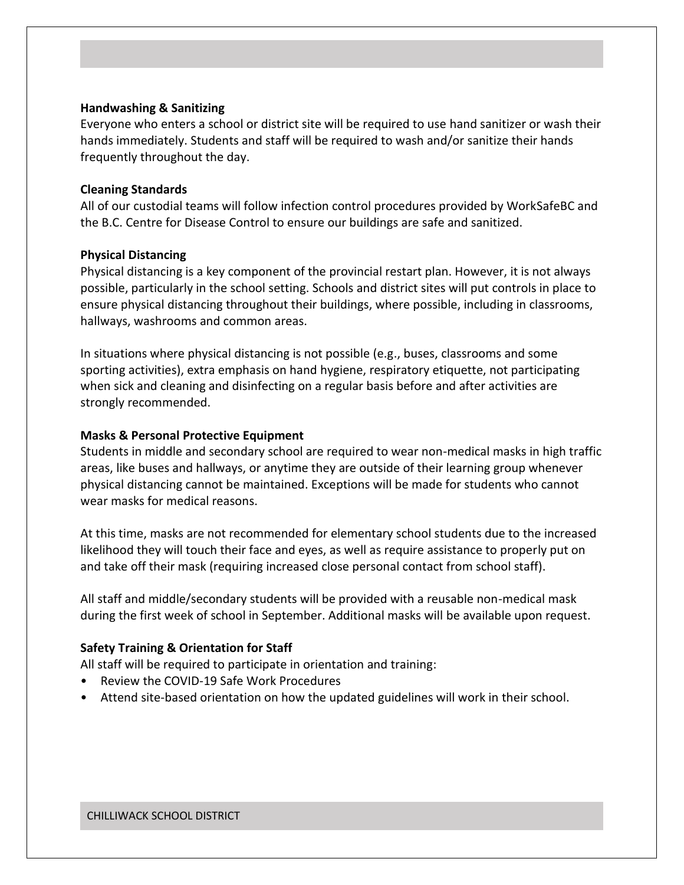### Handwashing & Sanitizing

Everyone who enters a school or district site will be required to use hand sanitizer or wash their hands immediately. Students and staff will be required to wash and/or sanitize their hands frequently throughout the day.

### Cleaning Standards

All of our custodial teams will follow infection control procedures provided by WorkSafeBC and the B.C. Centre for Disease Control to ensure our buildings are safe and sanitized.

### Physical Distancing

Physical distancing is a key component of the provincial restart plan. However, it is not always possible, particularly in the school setting. Schools and district sites will put controls in place to ensure physical distancing throughout their buildings, where possible, including in classrooms, hallways, washrooms and common areas.

In situations where physical distancing is not possible (e.g., buses, classrooms and some sporting activities), extra emphasis on hand hygiene, respiratory etiquette, not participating when sick and cleaning and disinfecting on a regular basis before and after activities are strongly recommended.

### Masks & Personal Protective Equipment

Students in middle and secondary school are required to wear non-medical masks in high traffic areas, like buses and hallways, or anytime they are outside of their learning group whenever physical distancing cannot be maintained. Exceptions will be made for students who cannot wear masks for medical reasons.

At this time, masks are not recommended for elementary school students due to the increased likelihood they will touch their face and eyes, as well as require assistance to properly put on and take off their mask (requiring increased close personal contact from school staff).

All staff and middle/secondary students will be provided with a reusable non-medical mask during the first week of school in September. Additional masks will be available upon request.

### Safety Training & Orientation for Staff

All staff will be required to participate in orientation and training:

- Review the COVID-19 Safe Work Procedures
- Attend site-based orientation on how the updated guidelines will work in their school.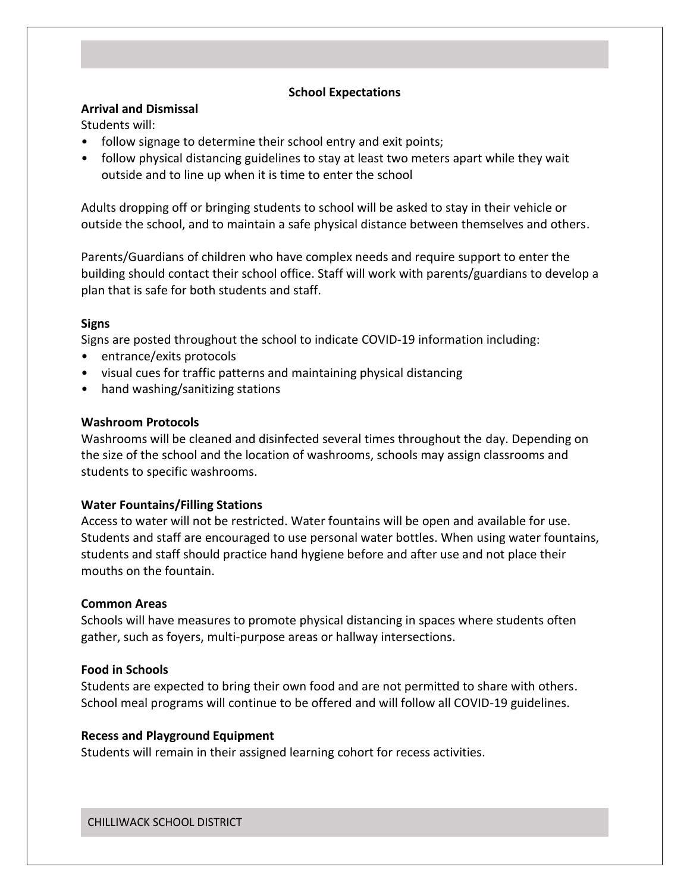## School Expectations

### Arrival and Dismissal

Students will:

- follow signage to determine their school entry and exit points;
- follow physical distancing guidelines to stay at least two meters apart while they wait outside and to line up when it is time to enter the school

Adults dropping off or bringing students to school will be asked to stay in their vehicle or outside the school, and to maintain a safe physical distance between themselves and others.

Parents/Guardians of children who have complex needs and require support to enter the building should contact their school office. Staff will work with parents/guardians to develop a plan that is safe for both students and staff.

### Signs

Signs are posted throughout the school to indicate COVID-19 information including:

- entrance/exits protocols
- visual cues for traffic patterns and maintaining physical distancing
- hand washing/sanitizing stations

### Washroom Protocols

Washrooms will be cleaned and disinfected several times throughout the day. Depending on the size of the school and the location of washrooms, schools may assign classrooms and students to specific washrooms.

### Water Fountains/Filling Stations

Access to water will not be restricted. Water fountains will be open and available for use. Students and staff are encouraged to use personal water bottles. When using water fountains, students and staff should practice hand hygiene before and after use and not place their mouths on the fountain.

### Common Areas

Schools will have measures to promote physical distancing in spaces where students often gather, such as foyers, multi-purpose areas or hallway intersections.

### Food in Schools

Students are expected to bring their own food and are not permitted to share with others. School meal programs will continue to be offered and will follow all COVID-19 guidelines.

### Recess and Playground Equipment

Students will remain in their assigned learning cohort for recess activities.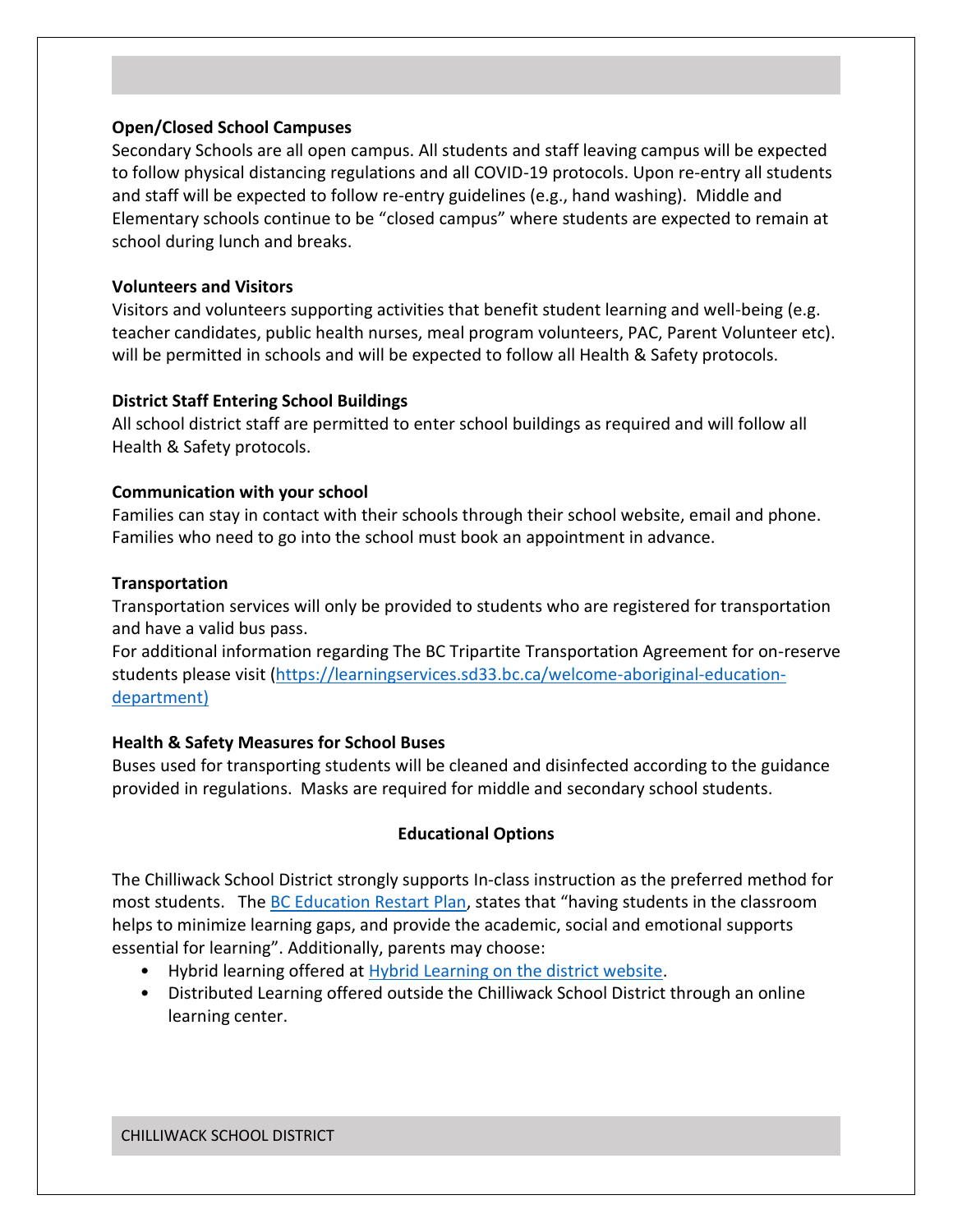**Open/Closed School Campuses**

Secondary Schools are all open campus. All students and staff leaving campus will be expected to follow physical distancing regulations and all COVID-19 protocols. Upon re-entry all students and staff will be expected to follow re-entry guidelines (e.g., hand washing). Middle and Elementary schools continue to be "closed campus" where students are expected to remain at school during lunch and breaks.

**Volunteers and Visitors**

Visitors and volunteers supporting activities that benefit student learning and well-being (e.g. teacher candidates, public health nurses, meal program volunteers, PAC, Parent Volunteer etc). will be permitted in schools and will be expected to follow all Health & Safety protocols.

**District Staff Entering School Buildings**

All school district staff are permitted to enter school buildings as required and will follow all Health & Safety protocols.

**Communication with your school**

Families can stay in contact with their schools through their school website, email and phone. Families who need to go into the school must book an appointment in advance.

**Transportation**

Transportation services will only be provided to students who are registered for transportation and have a valid bus pass.
For additional information regarding The BC Tripartite Transportation Agreement for on-reserve students please visit (https://learningservices.sd33.bc.ca/welcome-aboriginal-education-department)

**Health & Safety Measures for School Buses**

Buses used for transporting students will be cleaned and disinfected according to the guidance provided in regulations. Masks are required for middle and secondary school students.

**Educational Options**

The Chilliwack School District strongly supports In-class instruction as the preferred method for most students. The BC Education Restart Plan, states that "having students in the classroom helps to minimize learning gaps, and provide the academic, social and emotional supports essential for learning". Additionally, parents may choose:

- Hybrid learning offered at Hybrid Learning on the district website.
- Distributed Learning offered outside the Chilliwack School District through an online learning center.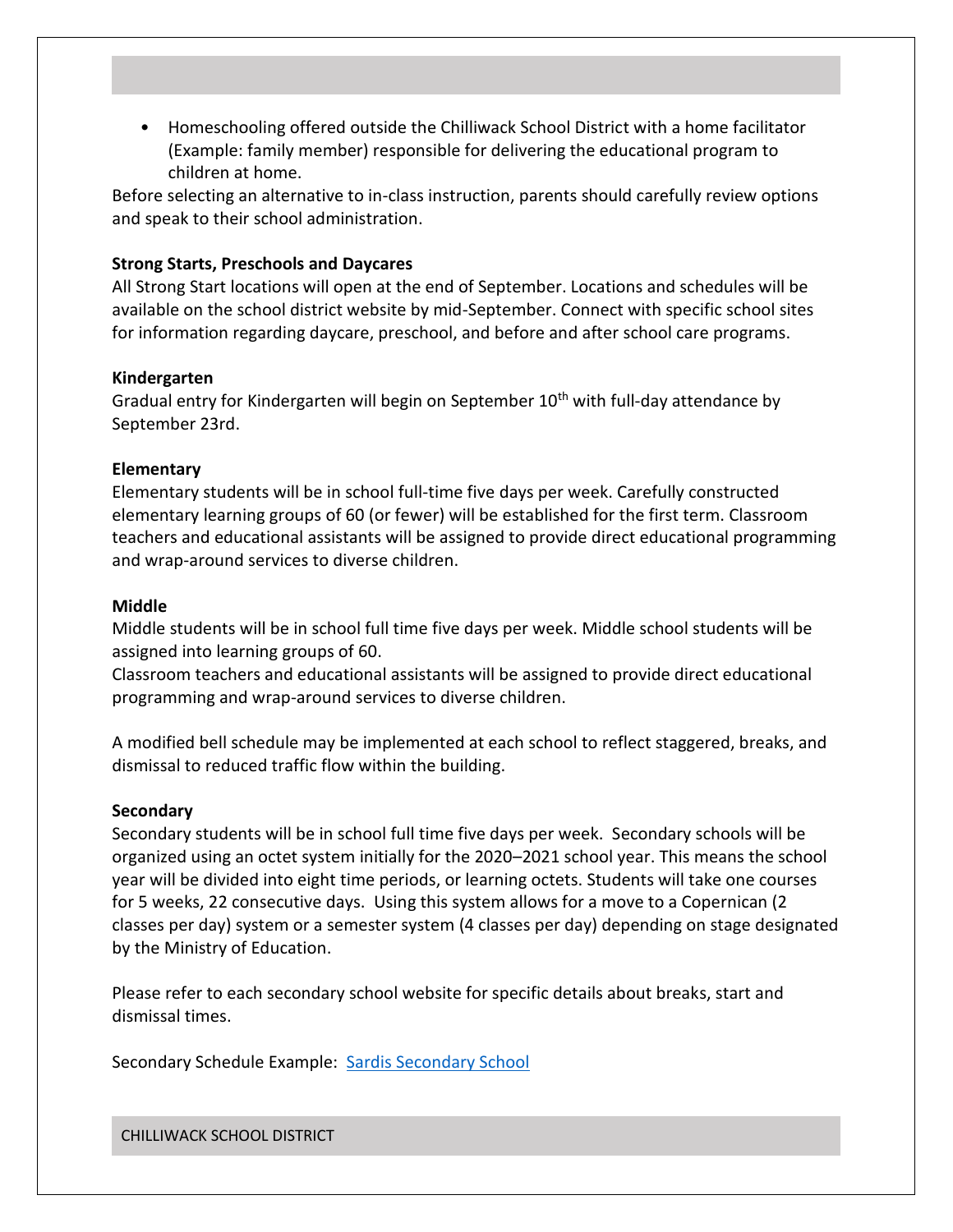- Homeschooling offered outside the Chilliwack School District with a home facilitator (Example: family member) responsible for delivering the educational program to children at home.

Before selecting an alternative to in-class instruction, parents should carefully review options and speak to their school administration.

**Strong Starts, Preschools and Daycares**

All Strong Start locations will open at the end of September. Locations and schedules will be available on the school district website by mid-September. Connect with specific school sites for information regarding daycare, preschool, and before and after school care programs.

**Kindergarten**

Gradual entry for Kindergarten will begin on September 10th with full-day attendance by September 23rd.

**Elementary**

Elementary students will be in school full-time five days per week. Carefully constructed elementary learning groups of 60 (or fewer) will be established for the first term. Classroom teachers and educational assistants will be assigned to provide direct educational programming and wrap-around services to diverse children.

**Middle**

Middle students will be in school full time five days per week. Middle school students will be assigned into learning groups of 60.

Classroom teachers and educational assistants will be assigned to provide direct educational programming and wrap-around services to diverse children.

A modified bell schedule may be implemented at each school to reflect staggered, breaks, and dismissal to reduced traffic flow within the building.

**Secondary**

Secondary students will be in school full time five days per week. Secondary schools will be organized using an octet system initially for the 2020–2021 school year. This means the school year will be divided into eight time periods, or learning octets. Students will take one courses for 5 weeks, 22 consecutive days. Using this system allows for a move to a Copernican (2 classes per day) system or a semester system (4 classes per day) depending on stage designated by the Ministry of Education.

Please refer to each secondary school website for specific details about breaks, start and dismissal times.

Secondary Schedule Example: [Sardis Secondary School]()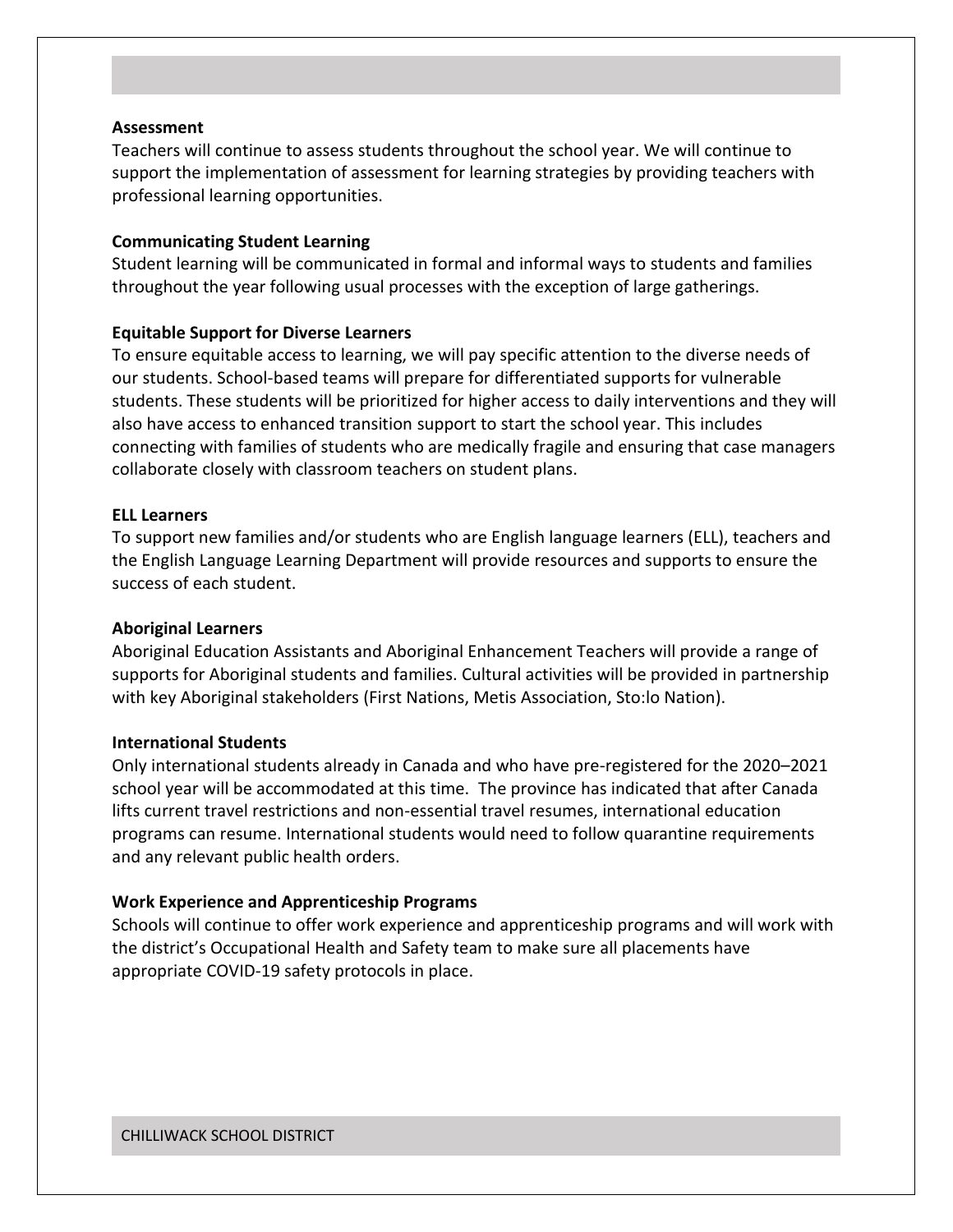**Assessment**

Teachers will continue to assess students throughout the school year. We will continue to support the implementation of assessment for learning strategies by providing teachers with professional learning opportunities.

**Communicating Student Learning**

Student learning will be communicated in formal and informal ways to students and families throughout the year following usual processes with the exception of large gatherings.

**Equitable Support for Diverse Learners**

To ensure equitable access to learning, we will pay specific attention to the diverse needs of our students. School-based teams will prepare for differentiated supports for vulnerable students. These students will be prioritized for higher access to daily interventions and they will also have access to enhanced transition support to start the school year. This includes connecting with families of students who are medically fragile and ensuring that case managers collaborate closely with classroom teachers on student plans.

**ELL Learners**

To support new families and/or students who are English language learners (ELL), teachers and the English Language Learning Department will provide resources and supports to ensure the success of each student.

**Aboriginal Learners**

Aboriginal Education Assistants and Aboriginal Enhancement Teachers will provide a range of supports for Aboriginal students and families. Cultural activities will be provided in partnership with key Aboriginal stakeholders (First Nations, Metis Association, Sto:lo Nation).

**International Students**

Only international students already in Canada and who have pre-registered for the 2020–2021 school year will be accommodated at this time. The province has indicated that after Canada lifts current travel restrictions and non-essential travel resumes, international education programs can resume. International students would need to follow quarantine requirements and any relevant public health orders.

**Work Experience and Apprenticeship Programs**

Schools will continue to offer work experience and apprenticeship programs and will work with the district's Occupational Health and Safety team to make sure all placements have appropriate COVID-19 safety protocols in place.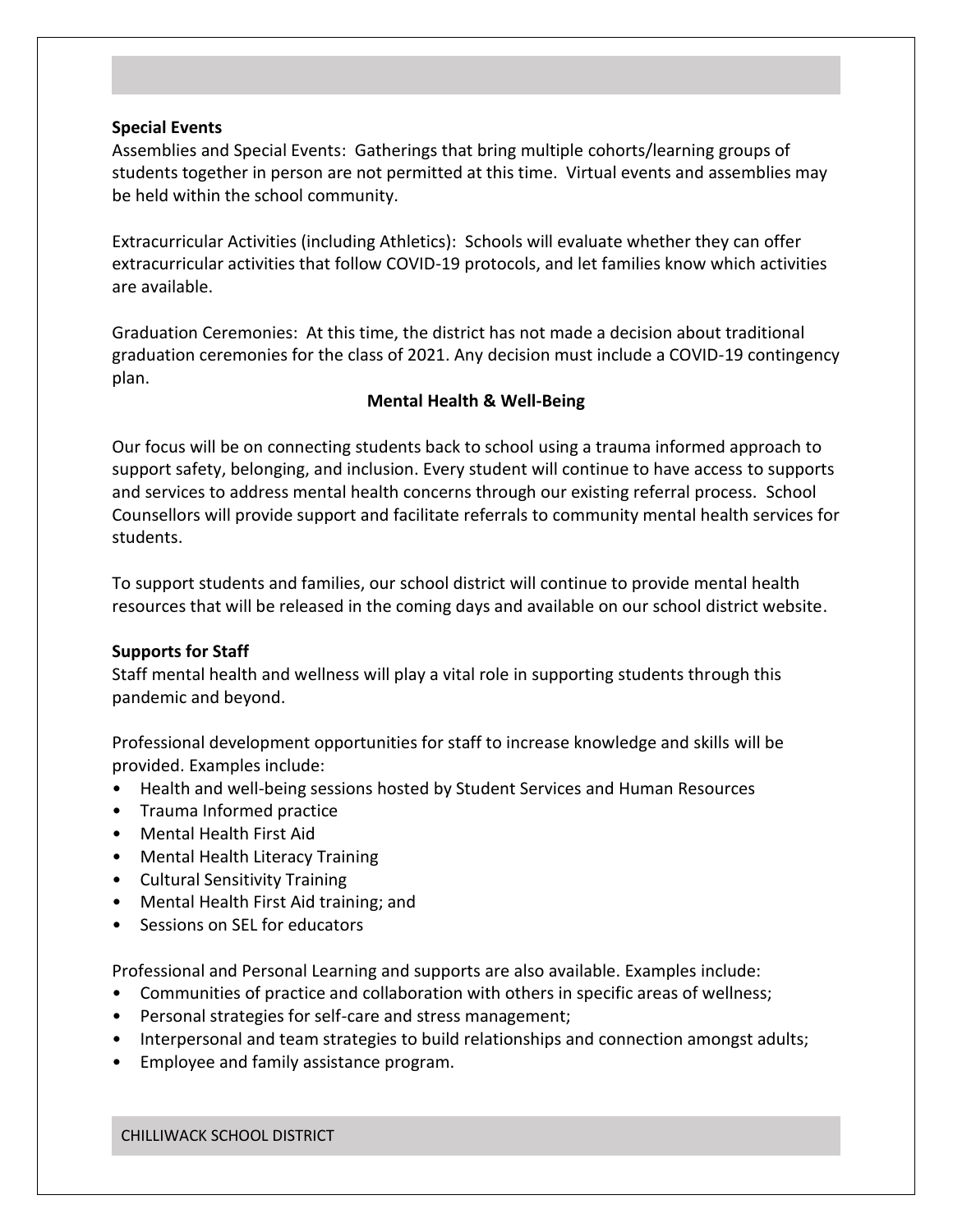**Special Events**

Assemblies and Special Events: Gatherings that bring multiple cohorts/learning groups of students together in person are not permitted at this time. Virtual events and assemblies may be held within the school community.

Extracurricular Activities (including Athletics): Schools will evaluate whether they can offer extracurricular activities that follow COVID-19 protocols, and let families know which activities are available.

Graduation Ceremonies: At this time, the district has not made a decision about traditional graduation ceremonies for the class of 2021. Any decision must include a COVID-19 contingency plan.

## Mental Health & Well-Being

Our focus will be on connecting students back to school using a trauma informed approach to support safety, belonging, and inclusion. Every student will continue to have access to supports and services to address mental health concerns through our existing referral process. School Counsellors will provide support and facilitate referrals to community mental health services for students.

To support students and families, our school district will continue to provide mental health resources that will be released in the coming days and available on our school district website.

**Supports for Staff**

Staff mental health and wellness will play a vital role in supporting students through this pandemic and beyond.

Professional development opportunities for staff to increase knowledge and skills will be provided. Examples include:

- Health and well-being sessions hosted by Student Services and Human Resources
- Trauma Informed practice
- Mental Health First Aid
- Mental Health Literacy Training
- Cultural Sensitivity Training
- Mental Health First Aid training; and
- Sessions on SEL for educators

Professional and Personal Learning and supports are also available. Examples include:

- Communities of practice and collaboration with others in specific areas of wellness;
- Personal strategies for self-care and stress management;
- Interpersonal and team strategies to build relationships and connection amongst adults;
- Employee and family assistance program.